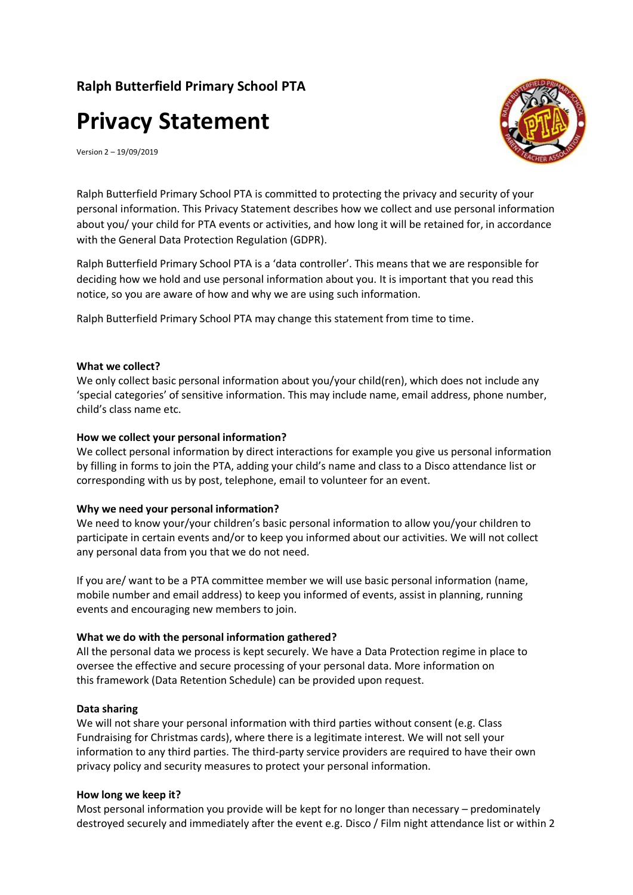**Ralph Butterfield Primary School PTA**

# Privacy Statement

Version 2 – 19/09/2019

Ralph Butterfield Primary School PTA is committed to protecting the privacy and security of your personal information. This Privacy Statement describes how we collect and use personal information about you/ your child for PTA events or activities, and how long it will be retained for, in accordance with the General Data Protection Regulation (GDPR).

Ralph Butterfield Primary School PTA is a 'data controller'. This means that we are responsible for deciding how we hold and use personal information about you. It is important that you read this notice, so you are aware of how and why we are using such information.

Ralph Butterfield Primary School PTA may change this statement from time to time.

**What we collect?**

We only collect basic personal information about you/your child(ren), which does not include any 'special categories' of sensitive information. This may include name, email address, phone number, child's class name etc.

**How we collect your personal information?**

We collect personal information by direct interactions for example you give us personal information by filling in forms to join the PTA, adding your child's name and class to a Disco attendance list or corresponding with us by post, telephone, email to volunteer for an event.

**Why we need your personal information?**

We need to know your/your children's basic personal information to allow you/your children to participate in certain events and/or to keep you informed about our activities. We will not collect any personal data from you that we do not need.

If you are/ want to be a PTA committee member we will use basic personal information (name, mobile number and email address) to keep you informed of events, assist in planning, running events and encouraging new members to join.

**What we do with the personal information gathered?**

All the personal data we process is kept securely. We have a Data Protection regime in place to oversee the effective and secure processing of your personal data. More information on this framework (Data Retention Schedule) can be provided upon request.

**Data sharing**

We will not share your personal information with third parties without consent (e.g. Class Fundraising for Christmas cards), where there is a legitimate interest. We will not sell your information to any third parties. The third-party service providers are required to have their own privacy policy and security measures to protect your personal information.

**How long we keep it?**

Most personal information you provide will be kept for no longer than necessary – predominately destroyed securely and immediately after the event e.g. Disco / Film night attendance list or within 2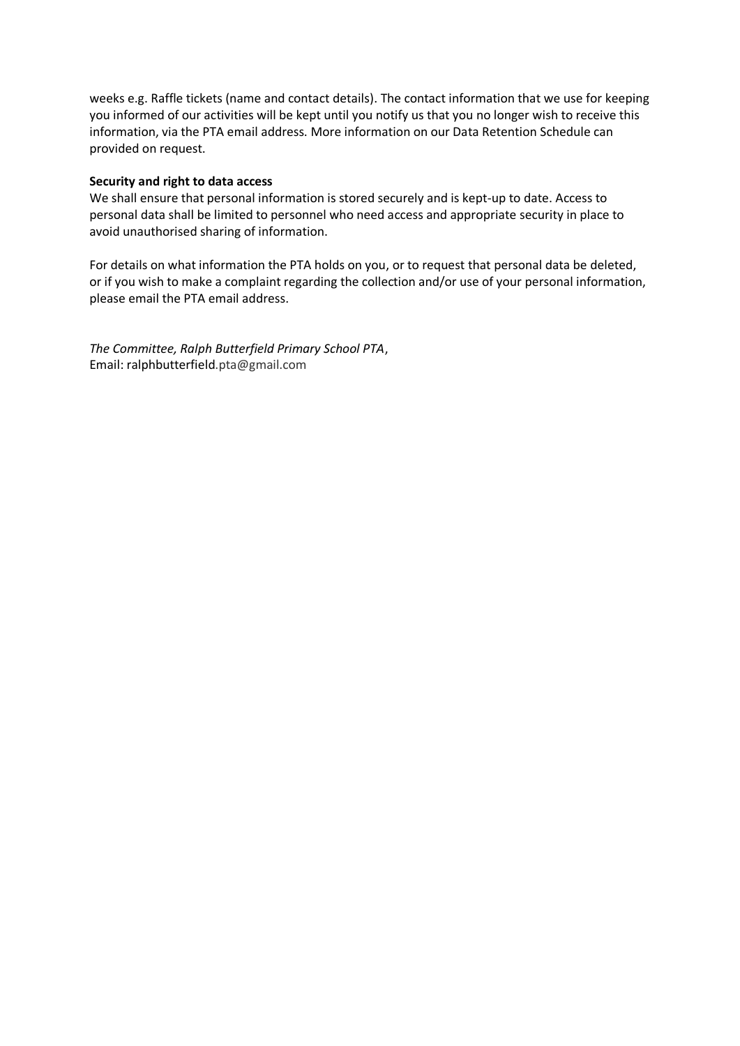weeks e.g. Raffle tickets (name and contact details). The contact information that we use for keeping you informed of our activities will be kept until you notify us that you no longer wish to receive this information, via the PTA email address. More information on our Data Retention Schedule can provided on request.

**Security and right to data access**

We shall ensure that personal information is stored securely and is kept-up to date. Access to personal data shall be limited to personnel who need access and appropriate security in place to avoid unauthorised sharing of information.

For details on what information the PTA holds on you, or to request that personal data be deleted, or if you wish to make a complaint regarding the collection and/or use of your personal information, please email the PTA email address.

*The Committee, Ralph Butterfield Primary School PTA*,
Email: ralphbutterfield.pta@gmail.com